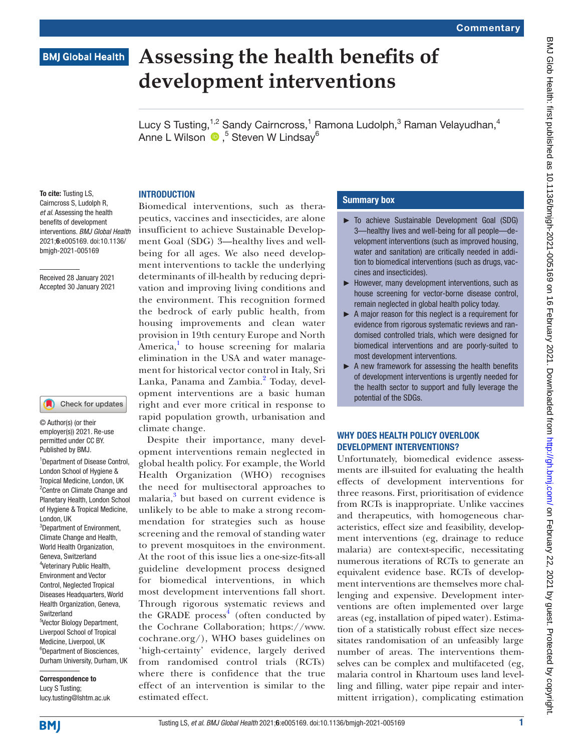# Assessing the health benefits of development interventions

Lucy S Tusting,[1,2] Sandy Cairncross,[1] Ramona Ludolph,[3] Raman Velayudhan,[4] Anne L Wilson,[5] Steven W Lindsay[6]

**To cite:** Tusting LS, Cairncross S, Ludolph R, *et al*. Assessing the health benefits of development interventions. *BMJ Global Health* 2021;**6**:e005169. doi:10.1136/bmjgh-2021-005169

Received 28 January 2021
Accepted 30 January 2021

© Author(s) (or their employer(s)) 2021. Re-use permitted under CC BY. Published by BMJ.

[1]Department of Disease Control, London School of Hygiene & Tropical Medicine, London, UK
[2]Centre on Climate Change and Planetary Health, London School of Hygiene & Tropical Medicine, London, UK
[3]Department of Environment, Climate Change and Health, World Health Organization, Geneva, Switzerland
[4]Veterinary Public Health, Environment and Vector Control, Neglected Tropical Diseases Headquarters, World Health Organization, Geneva, Switzerland
[5]Vector Biology Department, Liverpool School of Tropical Medicine, Liverpool, UK
[6]Department of Biosciences, Durham University, Durham, UK

**Correspondence to**
Lucy S Tusting;
lucy.tusting@lshtm.ac.uk

## INTRODUCTION

Biomedical interventions, such as therapeutics, vaccines and insecticides, are alone insufficient to achieve Sustainable Development Goal (SDG) 3—healthy lives and well-being for all ages. We also need development interventions to tackle the underlying determinants of ill-health by reducing deprivation and improving living conditions and the environment. This recognition formed the bedrock of early public health, from housing improvements and clean water provision in 19th century Europe and North America,[1] to house screening for malaria elimination in the USA and water management for historical vector control in Italy, Sri Lanka, Panama and Zambia.[2] Today, development interventions are a basic human right and ever more critical in response to rapid population growth, urbanisation and climate change.

Despite their importance, many development interventions remain neglected in global health policy. For example, the World Health Organization (WHO) recognises the need for multisectoral approaches to malaria,[3] but based on current evidence is unlikely to be able to make a strong recommendation for strategies such as house screening and the removal of standing water to prevent mosquitoes in the environment. At the root of this issue lies a one-size-fits-all guideline development process designed for biomedical interventions, in which most development interventions fall short. Through rigorous systematic reviews and the GRADE process[4] (often conducted by the Cochrane Collaboration; https://www.cochrane.org/), WHO bases guidelines on 'high-certainty' evidence, largely derived from randomised control trials (RCTs) where there is confidence that the true effect of an intervention is similar to the estimated effect.

### Summary box

- To achieve Sustainable Development Goal (SDG) 3—healthy lives and well-being for all people—development interventions (such as improved housing, water and sanitation) are critically needed in addition to biomedical interventions (such as drugs, vaccines and insecticides).
- However, many development interventions, such as house screening for vector-borne disease control, remain neglected in global health policy today.
- A major reason for this neglect is a requirement for evidence from rigorous systematic reviews and randomised controlled trials, which were designed for biomedical interventions and are poorly-suited to most development interventions.
- A new framework for assessing the health benefits of development interventions is urgently needed for the health sector to support and fully leverage the potential of the SDGs.

## WHY DOES HEALTH POLICY OVERLOOK DEVELOPMENT INTERVENTIONS?

Unfortunately, biomedical evidence assessments are ill-suited for evaluating the health effects of development interventions for three reasons. First, prioritisation of evidence from RCTs is inappropriate. Unlike vaccines and therapeutics, with homogeneous characteristics, effect size and feasibility, development interventions (eg, drainage to reduce malaria) are context-specific, necessitating numerous iterations of RCTs to generate an equivalent evidence base. RCTs of development interventions are themselves more challenging and expensive. Development interventions are often implemented over large areas (eg, installation of piped water). Estimation of a statistically robust effect size necessitates randomisation of an unfeasibly large number of areas. The interventions themselves can be complex and multifaceted (eg, malaria control in Khartoum uses land levelling and filling, water pipe repair and intermittent irrigation), complicating estimation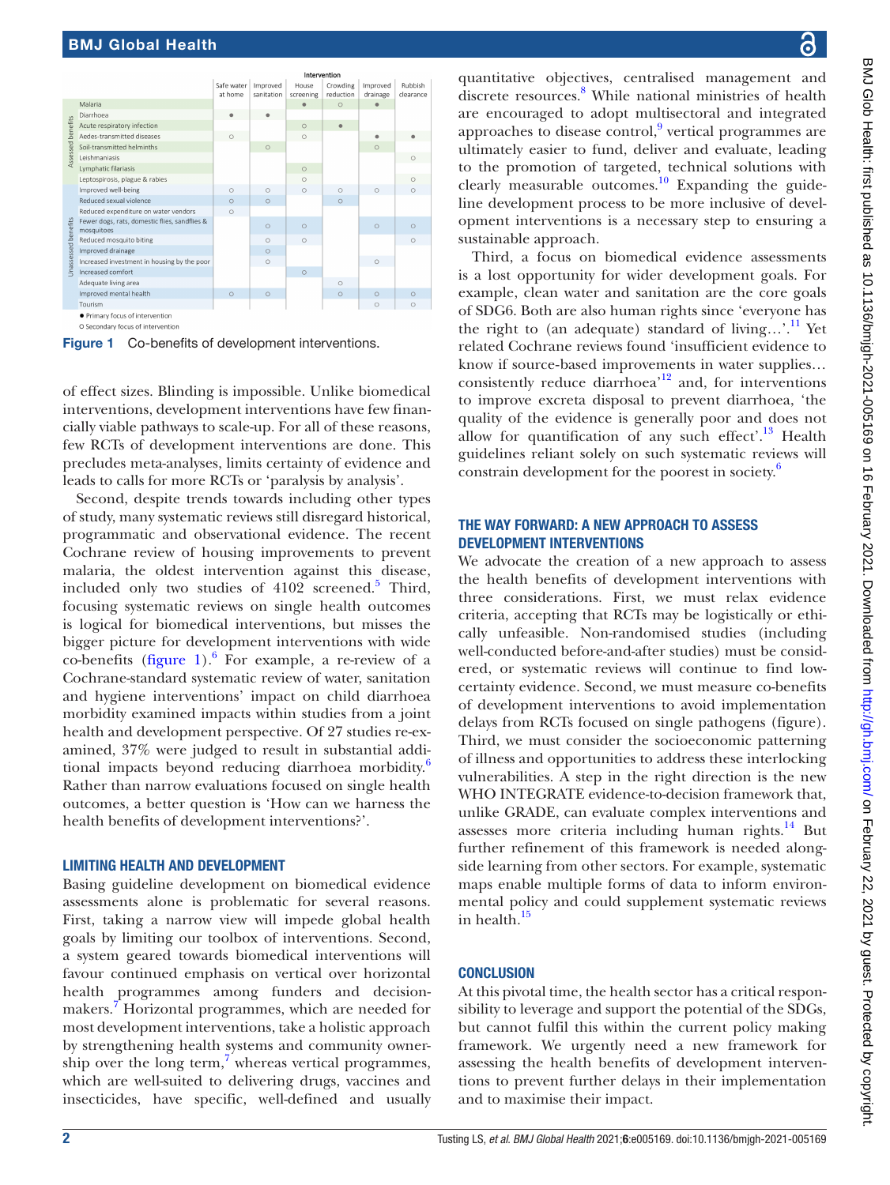| | | Intervention | | | | | |
|---|---|---|---|---|---|---|---|
| | | Safe water at home | Improved sanitation | House screening | Crowding reduction | Improved drainage | Rubbish clearance |
| Assessed benefits | Malaria | | | ● | ○ | ● | |
| | Diarrhoea | ● | ● | | | | |
| | Acute respiratory infection | | | ○ | ● | | |
| | Aedes-transmitted diseases | ○ | | ○ | | ● | ● |
| | Soil-transmitted helminths | | ○ | | | ○ | |
| | Leishmaniasis | | | | | | ○ |
| | Lymphatic filariasis | | | ○ | | | |
| | Leptospirosis, plague & rabies | | | ○ | | | ○ |
| Unassessed benefits | Improved well-being | ○ | ○ | ○ | ○ | ○ | ○ |
| | Reduced sexual violence | ○ | ○ | | ○ | | |
| | Reduced expenditure on water vendors | ○ | | | | | |
| | Fewer dogs, rats, domestic flies, sandflies & mosquitoes | | ○ | ○ | | ○ | ○ |
| | Reduced mosquito biting | | ○ | ○ | | | ○ |
| | Improved drainage | | ○ | | | | |
| | Increased investment in housing by the poor | | ○ | | | ○ | |
| | Increased comfort | | | ○ | | | |
| | Adequate living area | | | | ○ | | |
| | Improved mental health | ○ | ○ | | ○ | ○ | ○ |
| | Tourism | | | | | ○ | ○ |

● Primary focus of intervention
○ Secondary focus of intervention

**Figure 1** Co-benefits of development interventions.

of effect sizes. Blinding is impossible. Unlike biomedical interventions, development interventions have few financially viable pathways to scale-up. For all of these reasons, few RCTs of development interventions are done. This precludes meta-analyses, limits certainty of evidence and leads to calls for more RCTs or 'paralysis by analysis'.

Second, despite trends towards including other types of study, many systematic reviews still disregard historical, programmatic and observational evidence. The recent Cochrane review of housing improvements to prevent malaria, the oldest intervention against this disease, included only two studies of 4102 screened.[5] Third, focusing systematic reviews on single health outcomes is logical for biomedical interventions, but misses the bigger picture for development interventions with wide co-benefits (figure 1).[6] For example, a re-review of a Cochrane-standard systematic review of water, sanitation and hygiene interventions' impact on child diarrhoea morbidity examined impacts within studies from a joint health and development perspective. Of 27 studies re-examined, 37% were judged to result in substantial additional impacts beyond reducing diarrhoea morbidity.[6] Rather than narrow evaluations focused on single health outcomes, a better question is 'How can we harness the health benefits of development interventions?'.

## LIMITING HEALTH AND DEVELOPMENT

Basing guideline development on biomedical evidence assessments alone is problematic for several reasons. First, taking a narrow view will impede global health goals by limiting our toolbox of interventions. Second, a system geared towards biomedical interventions will favour continued emphasis on vertical over horizontal health programmes among funders and decision-makers.[7] Horizontal programmes, which are needed for most development interventions, take a holistic approach by strengthening health systems and community ownership over the long term,[7] whereas vertical programmes, which are well-suited to delivering drugs, vaccines and insecticides, have specific, well-defined and usually quantitative objectives, centralised management and discrete resources.[8] While national ministries of health are encouraged to adopt multisectoral and integrated approaches to disease control,[9] vertical programmes are ultimately easier to fund, deliver and evaluate, leading to the promotion of targeted, technical solutions with clearly measurable outcomes.[10] Expanding the guideline development process to be more inclusive of development interventions is a necessary step to ensuring a sustainable approach.

Third, a focus on biomedical evidence assessments is a lost opportunity for wider development goals. For example, clean water and sanitation are the core goals of SDG6. Both are also human rights since 'everyone has the right to (an adequate) standard of living…'.[11] Yet related Cochrane reviews found 'insufficient evidence to know if source-based improvements in water supplies… consistently reduce diarrhoea'[12] and, for interventions to improve excreta disposal to prevent diarrhoea, 'the quality of the evidence is generally poor and does not allow for quantification of any such effect'.[13] Health guidelines reliant solely on such systematic reviews will constrain development for the poorest in society.[6]

## THE WAY FORWARD: A NEW APPROACH TO ASSESS DEVELOPMENT INTERVENTIONS

We advocate the creation of a new approach to assess the health benefits of development interventions with three considerations. First, we must relax evidence criteria, accepting that RCTs may be logistically or ethically unfeasible. Non-randomised studies (including well-conducted before-and-after studies) must be considered, or systematic reviews will continue to find low-certainty evidence. Second, we must measure co-benefits of development interventions to avoid implementation delays from RCTs focused on single pathogens (figure). Third, we must consider the socioeconomic patterning of illness and opportunities to address these interlocking vulnerabilities. A step in the right direction is the new WHO INTEGRATE evidence-to-decision framework that, unlike GRADE, can evaluate complex interventions and assesses more criteria including human rights.[14] But further refinement of this framework is needed alongside learning from other sectors. For example, systematic maps enable multiple forms of data to inform environmental policy and could supplement systematic reviews in health.[15]

## CONCLUSION

At this pivotal time, the health sector has a critical responsibility to leverage and support the potential of the SDGs, but cannot fulfil this within the current policy making framework. We urgently need a new framework for assessing the health benefits of development interventions to prevent further delays in their implementation and to maximise their impact.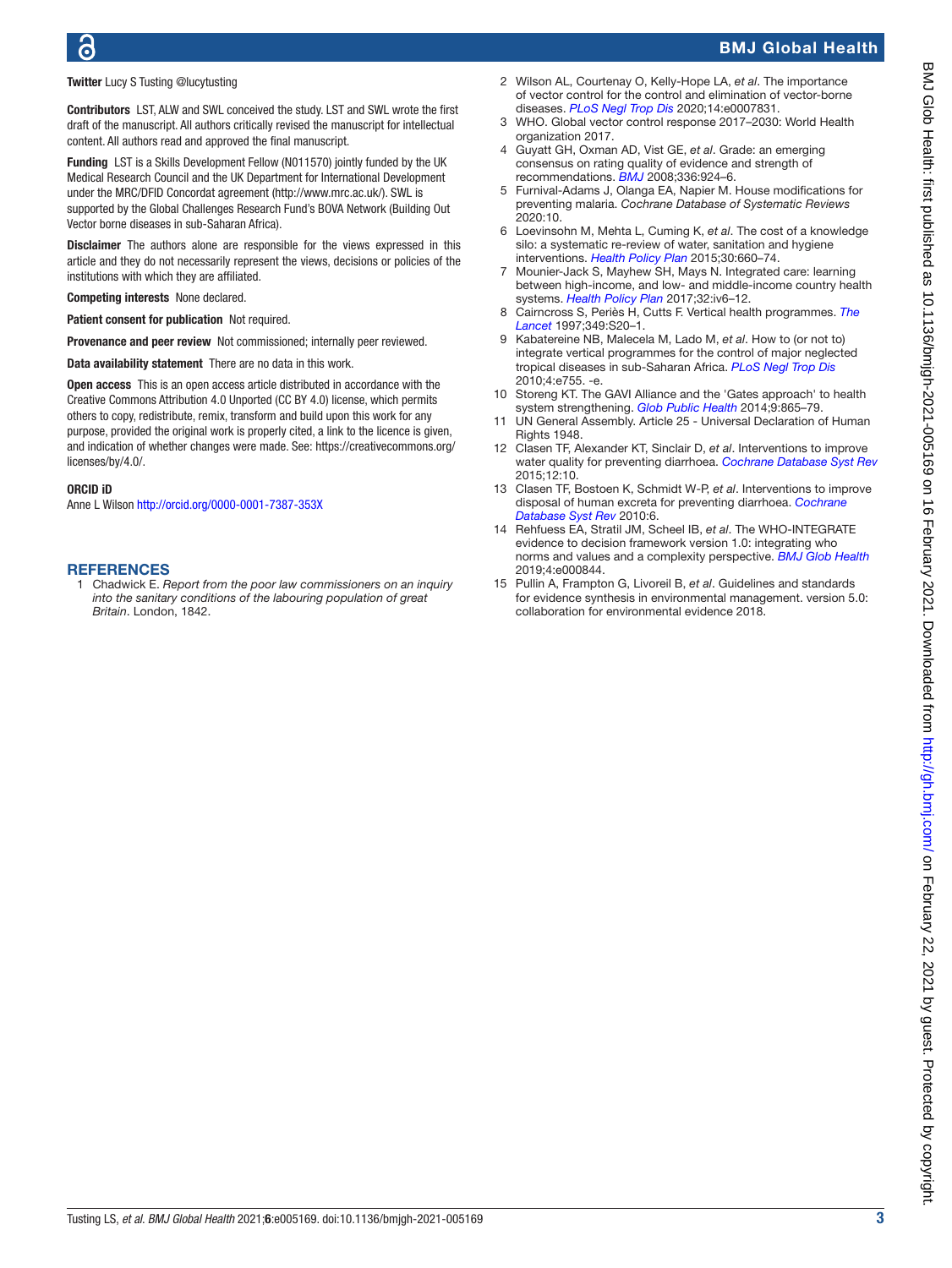**Twitter** Lucy S Tusting @lucytusting

**Contributors** LST, ALW and SWL conceived the study. LST and SWL wrote the first draft of the manuscript. All authors critically revised the manuscript for intellectual content. All authors read and approved the final manuscript.

**Funding** LST is a Skills Development Fellow (N011570) jointly funded by the UK Medical Research Council and the UK Department for International Development under the MRC/DFID Concordat agreement (http://www.mrc.ac.uk/). SWL is supported by the Global Challenges Research Fund's BOVA Network (Building Out Vector borne diseases in sub-Saharan Africa).

**Disclaimer** The authors alone are responsible for the views expressed in this article and they do not necessarily represent the views, decisions or policies of the institutions with which they are affiliated.

**Competing interests** None declared.

**Patient consent for publication** Not required.

**Provenance and peer review** Not commissioned; internally peer reviewed.

**Data availability statement** There are no data in this work.

**Open access** This is an open access article distributed in accordance with the Creative Commons Attribution 4.0 Unported (CC BY 4.0) license, which permits others to copy, redistribute, remix, transform and build upon this work for any purpose, provided the original work is properly cited, a link to the licence is given, and indication of whether changes were made. See: https://creativecommons.org/licenses/by/4.0/.

**ORCID iD**

Anne L Wilson http://orcid.org/0000-0001-7387-353X

## REFERENCES

1. Chadwick E. *Report from the poor law commissioners on an inquiry into the sanitary conditions of the labouring population of great Britain*. London, 1842.
2. Wilson AL, Courtenay O, Kelly-Hope LA, *et al*. The importance of vector control for the control and elimination of vector-borne diseases. *PLoS Negl Trop Dis* 2020;14:e0007831.
3. WHO. Global vector control response 2017–2030: World Health organization 2017.
4. Guyatt GH, Oxman AD, Vist GE, *et al*. Grade: an emerging consensus on rating quality of evidence and strength of recommendations. *BMJ* 2008;336:924–6.
5. Furnival-Adams J, Olanga EA, Napier M. House modifications for preventing malaria. *Cochrane Database of Systematic Reviews* 2020:10.
6. Loevinsohn M, Mehta L, Cuming K, *et al*. The cost of a knowledge silo: a systematic re-review of water, sanitation and hygiene interventions. *Health Policy Plan* 2015;30:660–74.
7. Mounier-Jack S, Mayhew SH, Mays N. Integrated care: learning between high-income, and low- and middle-income country health systems. *Health Policy Plan* 2017;32:iv6–12.
8. Cairncross S, Periès H, Cutts F. Vertical health programmes. *The Lancet* 1997;349:S20–1.
9. Kabatereine NB, Malecela M, Lado M, *et al*. How to (or not to) integrate vertical programmes for the control of major neglected tropical diseases in sub-Saharan Africa. *PLoS Negl Trop Dis* 2010;4:e755. -e.
10. Storeng KT. The GAVI Alliance and the 'Gates approach' to health system strengthening. *Glob Public Health* 2014;9:865–79.
11. UN General Assembly. Article 25 - Universal Declaration of Human Rights 1948.
12. Clasen TF, Alexander KT, Sinclair D, *et al*. Interventions to improve water quality for preventing diarrhoea. *Cochrane Database Syst Rev* 2015;12:10.
13. Clasen TF, Bostoen K, Schmidt W-P, *et al*. Interventions to improve disposal of human excreta for preventing diarrhoea. *Cochrane Database Syst Rev* 2010:6.
14. Rehfuess EA, Stratil JM, Scheel IB, *et al*. The WHO-INTEGRATE evidence to decision framework version 1.0: integrating who norms and values and a complexity perspective. *BMJ Glob Health* 2019;4:e000844.
15. Pullin A, Frampton G, Livoreil B, *et al*. Guidelines and standards for evidence synthesis in environmental management. version 5.0: collaboration for environmental evidence 2018.